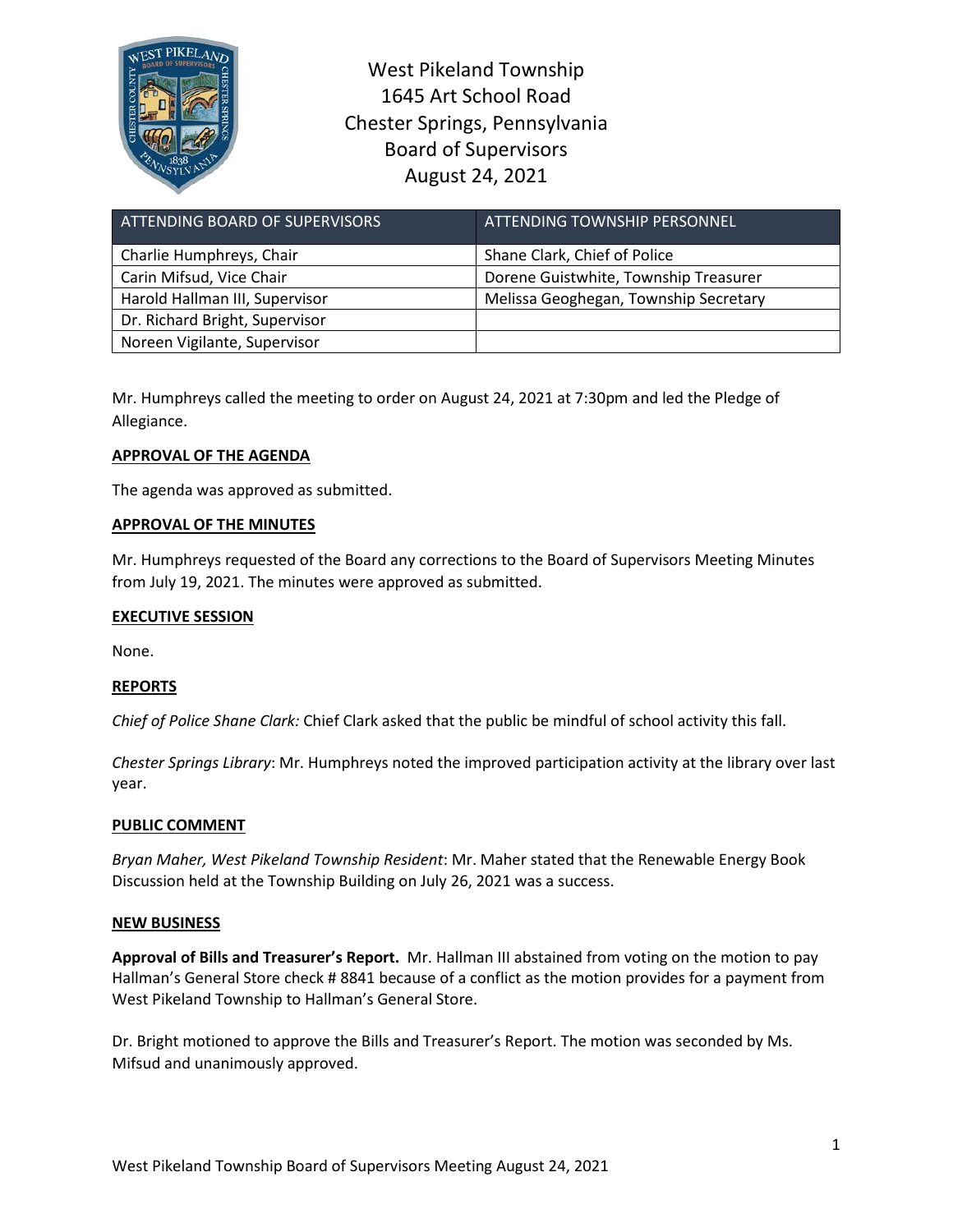# West Pikeland Township
## 1645 Art School Road
## Chester Springs, Pennsylvania
## Board of Supervisors
## August 24, 2021

| ATTENDING BOARD OF SUPERVISORS | ATTENDING TOWNSHIP PERSONNEL |
|---|---|
| Charlie Humphreys, Chair | Shane Clark, Chief of Police |
| Carin Mifsud, Vice Chair | Dorene Guistwhite, Township Treasurer |
| Harold Hallman III, Supervisor | Melissa Geoghegan, Township Secretary |
| Dr. Richard Bright, Supervisor | |
| Noreen Vigilante, Supervisor | |

Mr. Humphreys called the meeting to order on August 24, 2021 at 7:30pm and led the Pledge of Allegiance.

**APPROVAL OF THE AGENDA**

The agenda was approved as submitted.

**APPROVAL OF THE MINUTES**

Mr. Humphreys requested of the Board any corrections to the Board of Supervisors Meeting Minutes from July 19, 2021. The minutes were approved as submitted.

**EXECUTIVE SESSION**

None.

**REPORTS**

*Chief of Police Shane Clark:* Chief Clark asked that the public be mindful of school activity this fall.

*Chester Springs Library*: Mr. Humphreys noted the improved participation activity at the library over last year.

**PUBLIC COMMENT**

*Bryan Maher, West Pikeland Township Resident*: Mr. Maher stated that the Renewable Energy Book Discussion held at the Township Building on July 26, 2021 was a success.

**NEW BUSINESS**

**Approval of Bills and Treasurer's Report.** Mr. Hallman III abstained from voting on the motion to pay Hallman's General Store check # 8841 because of a conflict as the motion provides for a payment from West Pikeland Township to Hallman's General Store.

Dr. Bright motioned to approve the Bills and Treasurer's Report. The motion was seconded by Ms. Mifsud and unanimously approved.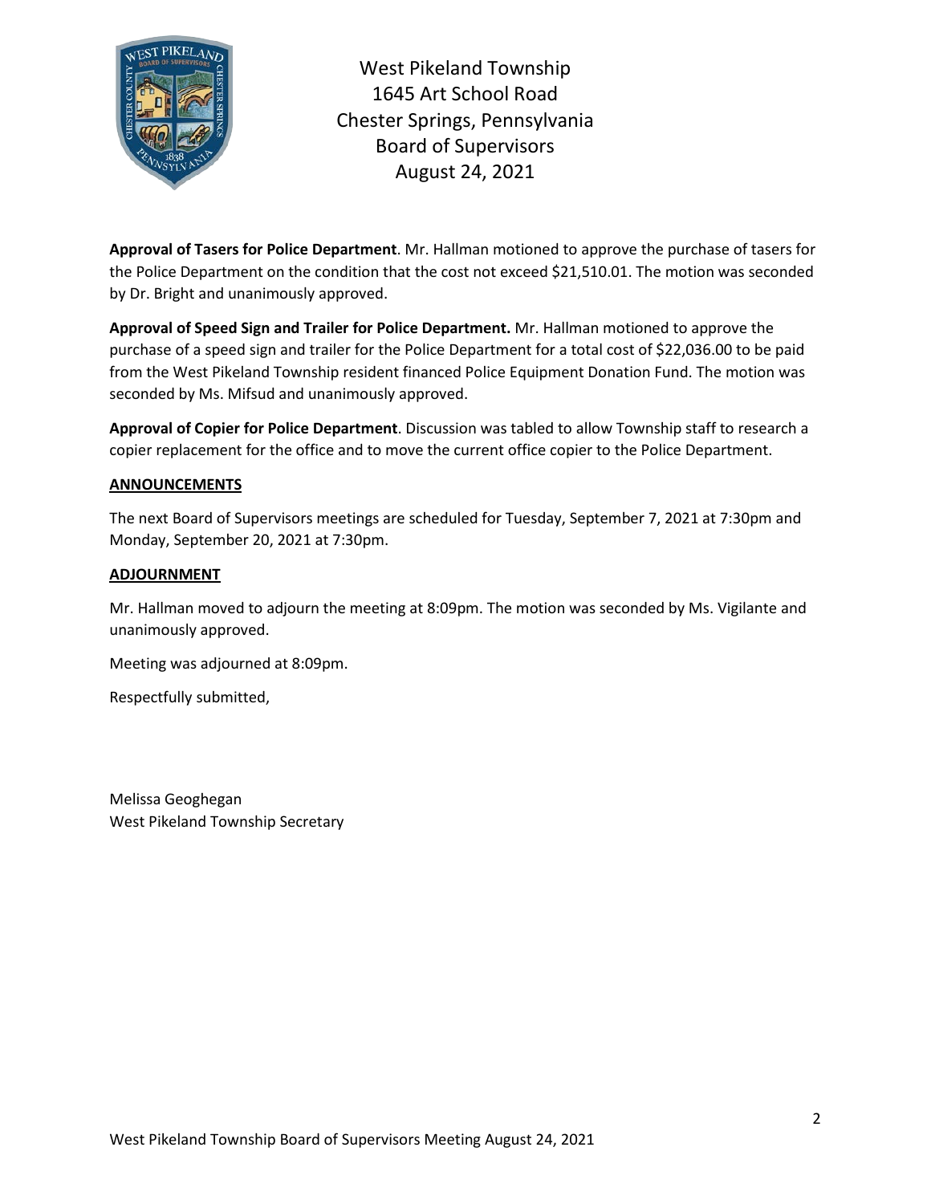**Approval of Tasers for Police Department**. Mr. Hallman motioned to approve the purchase of tasers for the Police Department on the condition that the cost not exceed $21,510.01. The motion was seconded by Dr. Bright and unanimously approved.

**Approval of Speed Sign and Trailer for Police Department.** Mr. Hallman motioned to approve the purchase of a speed sign and trailer for the Police Department for a total cost of $22,036.00 to be paid from the West Pikeland Township resident financed Police Equipment Donation Fund. The motion was seconded by Ms. Mifsud and unanimously approved.

**Approval of Copier for Police Department**. Discussion was tabled to allow Township staff to research a copier replacement for the office and to move the current office copier to the Police Department.

**ANNOUNCEMENTS**

The next Board of Supervisors meetings are scheduled for Tuesday, September 7, 2021 at 7:30pm and Monday, September 20, 2021 at 7:30pm.

**ADJOURNMENT**

Mr. Hallman moved to adjourn the meeting at 8:09pm. The motion was seconded by Ms. Vigilante and unanimously approved.

Meeting was adjourned at 8:09pm.

Respectfully submitted,

Melissa Geoghegan
West Pikeland Township Secretary